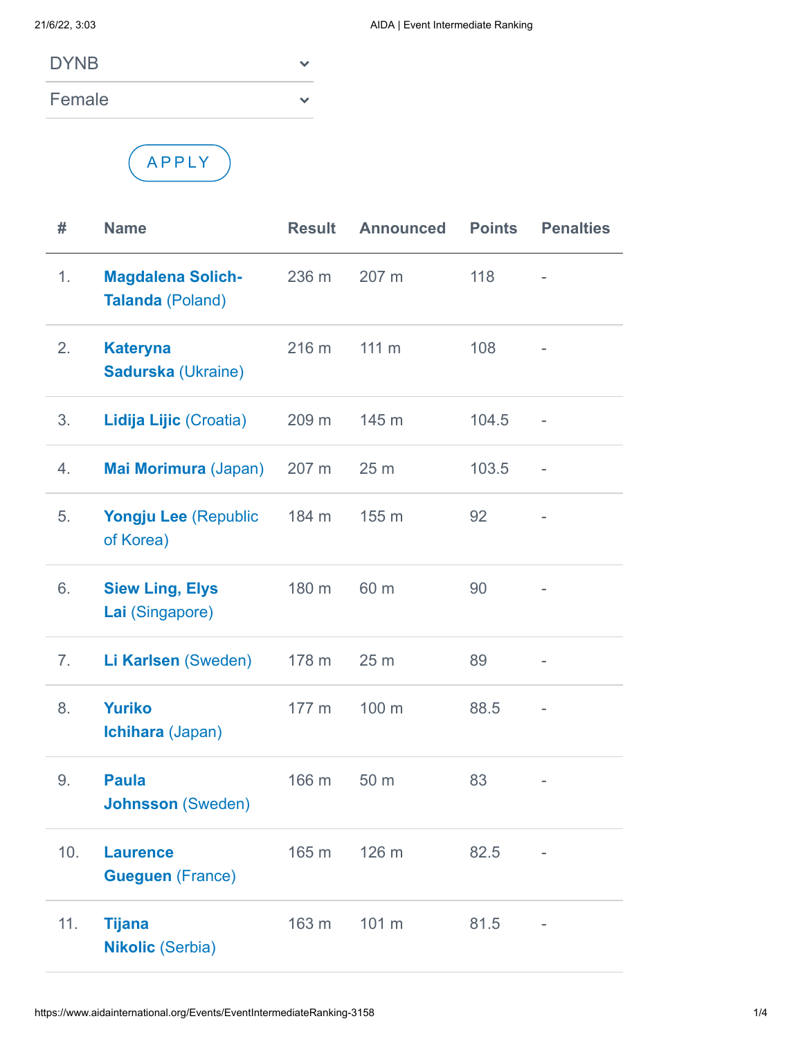DYNB

Female

APPLY

| # | Name | Result | Announced | Points | Penalties |
|---|---|---|---|---|---|
| 1. | **Magdalena Solich-Talanda** (Poland) | 236 m | 207 m | 118 | - |
| 2. | **Kateryna Sadurska** (Ukraine) | 216 m | 111 m | 108 | - |
| 3. | **Lidija Lijic** (Croatia) | 209 m | 145 m | 104.5 | - |
| 4. | **Mai Morimura** (Japan) | 207 m | 25 m | 103.5 | - |
| 5. | **Yongju Lee** (Republic of Korea) | 184 m | 155 m | 92 | - |
| 6. | **Siew Ling, Elys Lai** (Singapore) | 180 m | 60 m | 90 | - |
| 7. | **Li Karlsen** (Sweden) | 178 m | 25 m | 89 | - |
| 8. | **Yuriko Ichihara** (Japan) | 177 m | 100 m | 88.5 | - |
| 9. | **Paula Johnsson** (Sweden) | 166 m | 50 m | 83 | - |
| 10. | **Laurence Gueguen** (France) | 165 m | 126 m | 82.5 | - |
| 11. | **Tijana Nikolic** (Serbia) | 163 m | 101 m | 81.5 | - |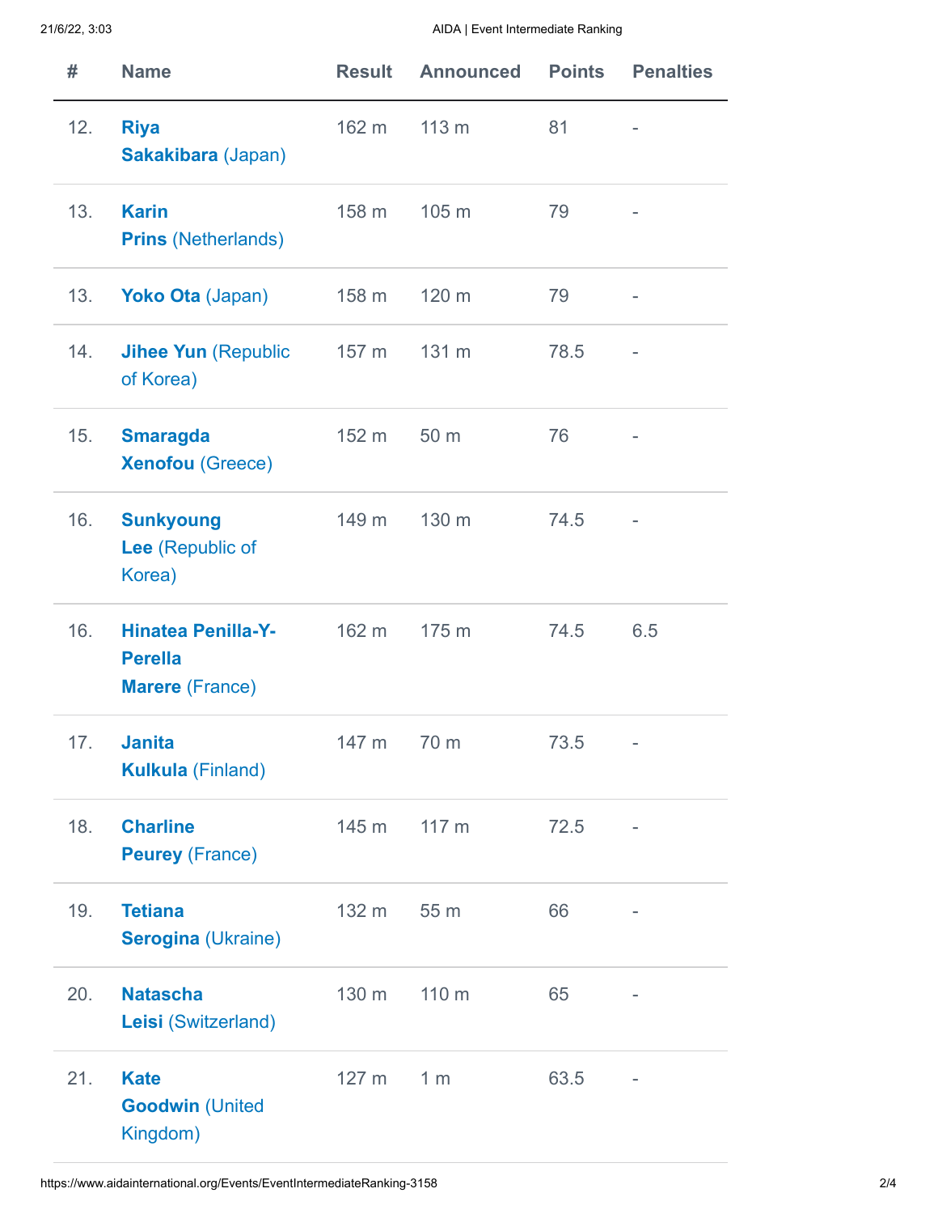| # | Name | Result | Announced | Points | Penalties |
|---|---|---|---|---|---|
| 12. | **Riya Sakakibara** (Japan) | 162 m | 113 m | 81 | - |
| 13. | **Karin Prins** (Netherlands) | 158 m | 105 m | 79 | - |
| 13. | **Yoko Ota** (Japan) | 158 m | 120 m | 79 | - |
| 14. | **Jihee Yun** (Republic of Korea) | 157 m | 131 m | 78.5 | - |
| 15. | **Smaragda Xenofou** (Greece) | 152 m | 50 m | 76 | - |
| 16. | **Sunkyoung Lee** (Republic of Korea) | 149 m | 130 m | 74.5 | - |
| 16. | **Hinatea Penilla-Y-Perella Marere** (France) | 162 m | 175 m | 74.5 | 6.5 |
| 17. | **Janita Kulkula** (Finland) | 147 m | 70 m | 73.5 | - |
| 18. | **Charline Peurey** (France) | 145 m | 117 m | 72.5 | - |
| 19. | **Tetiana Serogina** (Ukraine) | 132 m | 55 m | 66 | - |
| 20. | **Natascha Leisi** (Switzerland) | 130 m | 110 m | 65 | - |
| 21. | **Kate Goodwin** (United Kingdom) | 127 m | 1 m | 63.5 | - |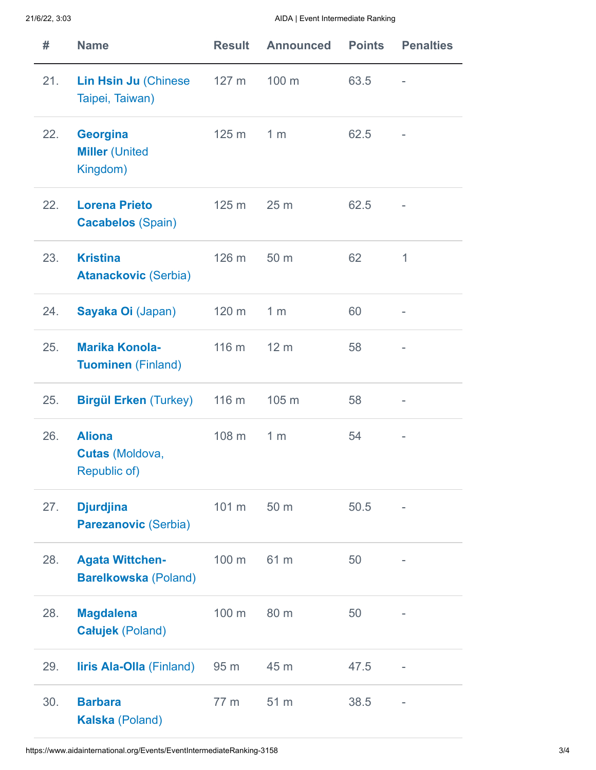| # | Name | Result | Announced | Points | Penalties |
|---|---|---|---|---|---|
| 21. | **Lin Hsin Ju** (Chinese Taipei, Taiwan) | 127 m | 100 m | 63.5 | - |
| 22. | **Georgina Miller** (United Kingdom) | 125 m | 1 m | 62.5 | - |
| 22. | **Lorena Prieto Cacabelos** (Spain) | 125 m | 25 m | 62.5 | - |
| 23. | **Kristina Atanackovic** (Serbia) | 126 m | 50 m | 62 | 1 |
| 24. | **Sayaka Oi** (Japan) | 120 m | 1 m | 60 | - |
| 25. | **Marika Konola-Tuominen** (Finland) | 116 m | 12 m | 58 | - |
| 25. | **Birgül Erken** (Turkey) | 116 m | 105 m | 58 | - |
| 26. | **Aliona Cutas** (Moldova, Republic of) | 108 m | 1 m | 54 | - |
| 27. | **Djurdjina Parezanovic** (Serbia) | 101 m | 50 m | 50.5 | - |
| 28. | **Agata Wittchen-Barelkowska** (Poland) | 100 m | 61 m | 50 | - |
| 28. | **Magdalena Całujek** (Poland) | 100 m | 80 m | 50 | - |
| 29. | **Iiris Ala-Olla** (Finland) | 95 m | 45 m | 47.5 | - |
| 30. | **Barbara Kalska** (Poland) | 77 m | 51 m | 38.5 | - |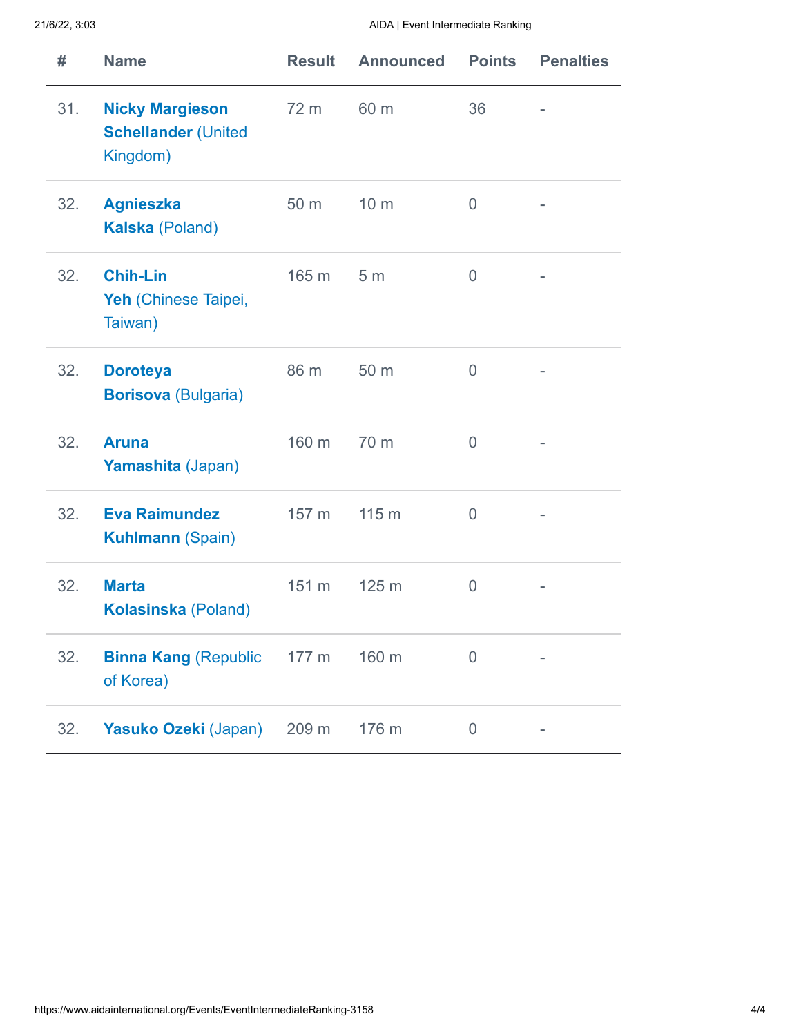| # | Name | Result | Announced | Points | Penalties |
|---|---|---|---|---|---|
| 31. | **Nicky Margieson Schellander** (United Kingdom) | 72 m | 60 m | 36 | - |
| 32. | **Agnieszka Kalska** (Poland) | 50 m | 10 m | 0 | - |
| 32. | **Chih-Lin Yeh** (Chinese Taipei, Taiwan) | 165 m | 5 m | 0 | - |
| 32. | **Doroteya Borisova** (Bulgaria) | 86 m | 50 m | 0 | - |
| 32. | **Aruna Yamashita** (Japan) | 160 m | 70 m | 0 | - |
| 32. | **Eva Raimundez Kuhlmann** (Spain) | 157 m | 115 m | 0 | - |
| 32. | **Marta Kolasinska** (Poland) | 151 m | 125 m | 0 | - |
| 32. | **Binna Kang** (Republic of Korea) | 177 m | 160 m | 0 | - |
| 32. | **Yasuko Ozeki** (Japan) | 209 m | 176 m | 0 | - |